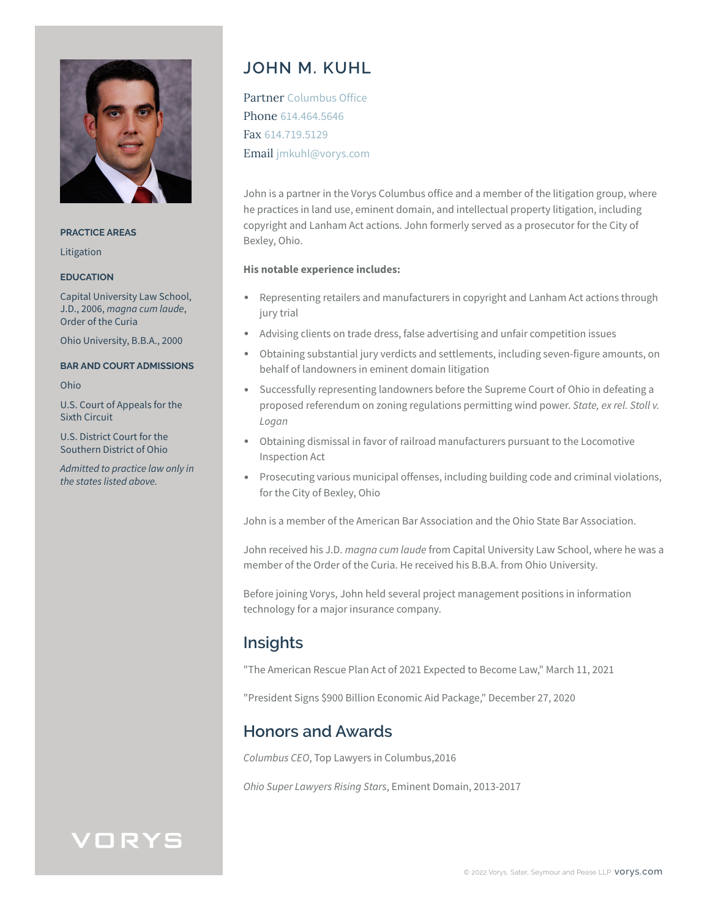# JOHN M. KUHL

Partner Columbus Office
Phone 614.464.5646
Fax 614.719.5129
Email jmkuhl@vorys.com

John is a partner in the Vorys Columbus office and a member of the litigation group, where he practices in land use, eminent domain, and intellectual property litigation, including copyright and Lanham Act actions. John formerly served as a prosecutor for the City of Bexley, Ohio.

**His notable experience includes:**

- Representing retailers and manufacturers in copyright and Lanham Act actions through jury trial
- Advising clients on trade dress, false advertising and unfair competition issues
- Obtaining substantial jury verdicts and settlements, including seven-figure amounts, on behalf of landowners in eminent domain litigation
- Successfully representing landowners before the Supreme Court of Ohio in defeating a proposed referendum on zoning regulations permitting wind power. *State, ex rel. Stoll v. Logan*
- Obtaining dismissal in favor of railroad manufacturers pursuant to the Locomotive Inspection Act
- Prosecuting various municipal offenses, including building code and criminal violations, for the City of Bexley, Ohio

John is a member of the American Bar Association and the Ohio State Bar Association.

John received his J.D. *magna cum laude* from Capital University Law School, where he was a member of the Order of the Curia. He received his B.B.A. from Ohio University.

Before joining Vorys, John held several project management positions in information technology for a major insurance company.

## Insights

"The American Rescue Plan Act of 2021 Expected to Become Law," March 11, 2021

"President Signs $900 Billion Economic Aid Package," December 27, 2020

## Honors and Awards

*Columbus CEO*, Top Lawyers in Columbus,2016

*Ohio Super Lawyers Rising Stars*, Eminent Domain, 2013-2017

### PRACTICE AREAS

Litigation

### EDUCATION

Capital University Law School, J.D., 2006, *magna cum laude*, Order of the Curia

Ohio University, B.B.A., 2000

### BAR AND COURT ADMISSIONS

Ohio

U.S. Court of Appeals for the Sixth Circuit

U.S. District Court for the Southern District of Ohio

*Admitted to practice law only in the states listed above.*

VORYS

© 2022 Vorys, Sater, Seymour and Pease LLP vorys.com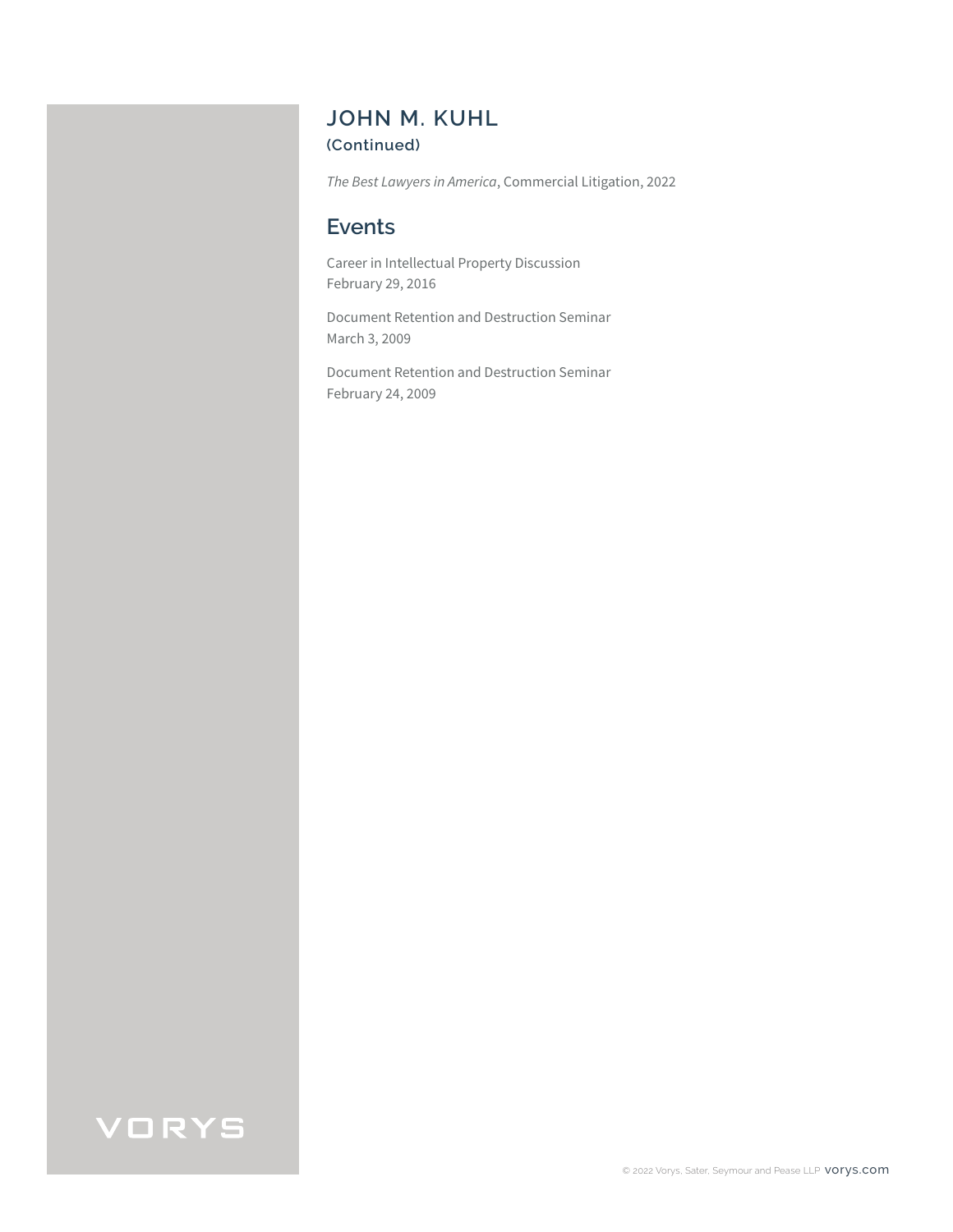# JOHN M. KUHL
### (Continued)

*The Best Lawyers in America*, Commercial Litigation, 2022

## Events

Career in Intellectual Property Discussion
February 29, 2016

Document Retention and Destruction Seminar
March 3, 2009

Document Retention and Destruction Seminar
February 24, 2009